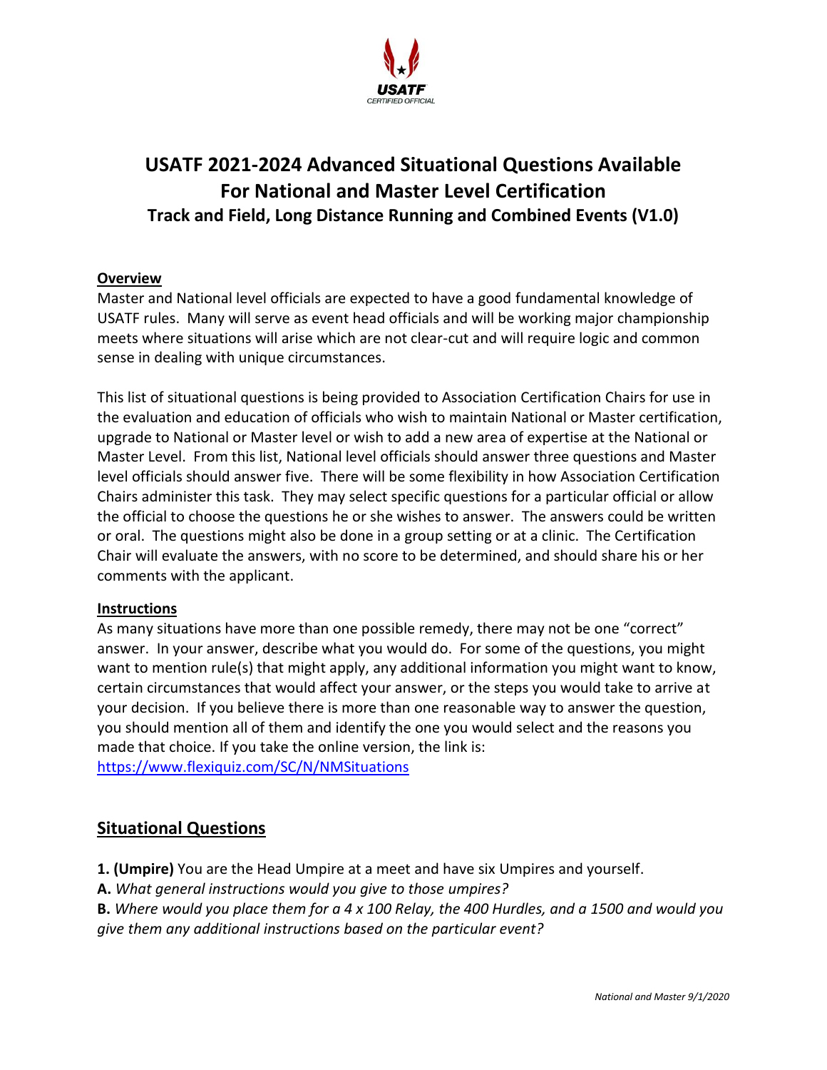# USATF 2021-2024 Advanced Situational Questions Available For National and Master Level Certification

### Track and Field, Long Distance Running and Combined Events (V1.0)

**Overview**

Master and National level officials are expected to have a good fundamental knowledge of USATF rules. Many will serve as event head officials and will be working major championship meets where situations will arise which are not clear-cut and will require logic and common sense in dealing with unique circumstances.

This list of situational questions is being provided to Association Certification Chairs for use in the evaluation and education of officials who wish to maintain National or Master certification, upgrade to National or Master level or wish to add a new area of expertise at the National or Master Level. From this list, National level officials should answer three questions and Master level officials should answer five. There will be some flexibility in how Association Certification Chairs administer this task. They may select specific questions for a particular official or allow the official to choose the questions he or she wishes to answer. The answers could be written or oral. The questions might also be done in a group setting or at a clinic. The Certification Chair will evaluate the answers, with no score to be determined, and should share his or her comments with the applicant.

**Instructions**

As many situations have more than one possible remedy, there may not be one "correct" answer. In your answer, describe what you would do. For some of the questions, you might want to mention rule(s) that might apply, any additional information you might want to know, certain circumstances that would affect your answer, or the steps you would take to arrive at your decision. If you believe there is more than one reasonable way to answer the question, you should mention all of them and identify the one you would select and the reasons you made that choice. If you take the online version, the link is: https://www.flexiquiz.com/SC/N/NMSituations

## Situational Questions

**1. (Umpire)** You are the Head Umpire at a meet and have six Umpires and yourself.

**A.** *What general instructions would you give to those umpires?*

**B.** *Where would you place them for a 4 x 100 Relay, the 400 Hurdles, and a 1500 and would you give them any additional instructions based on the particular event?*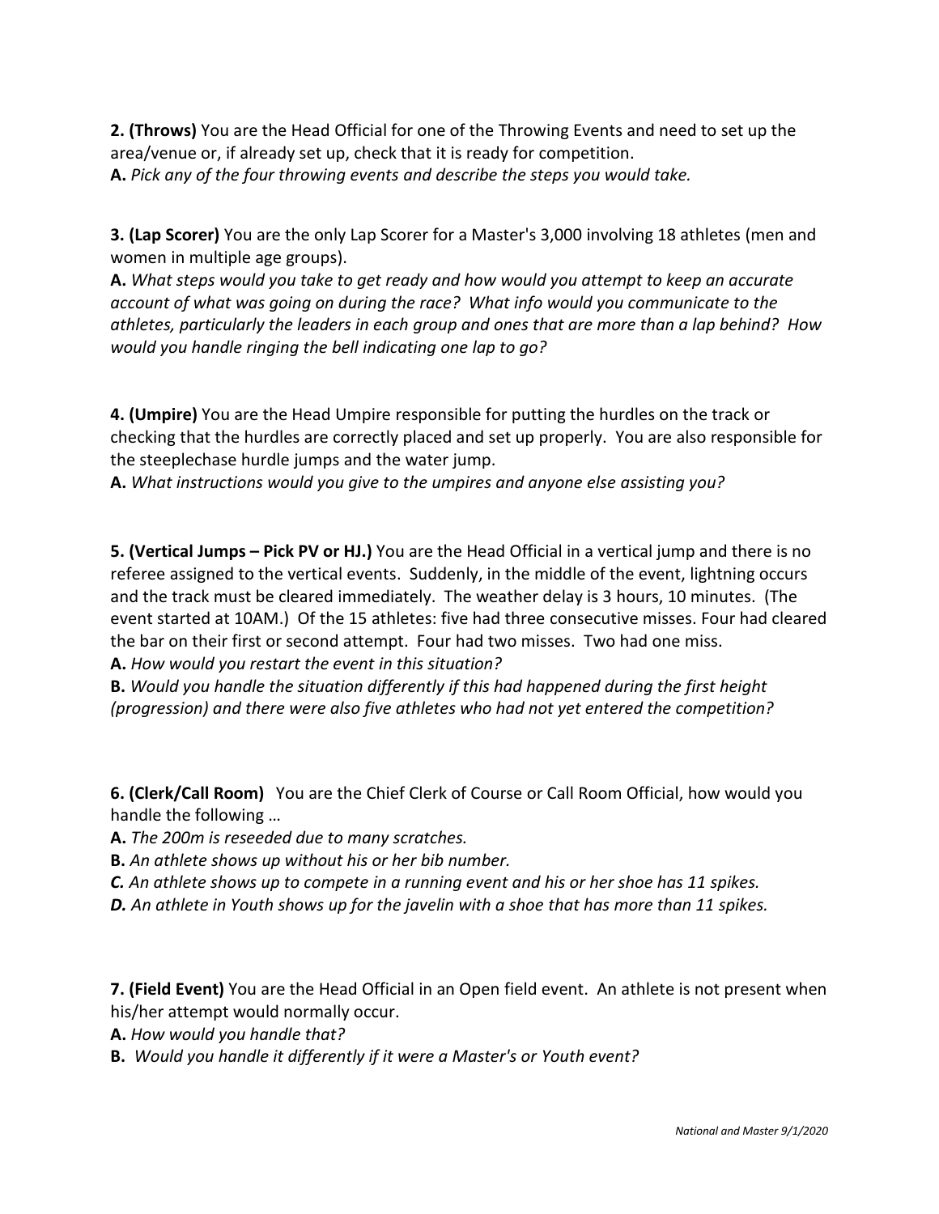**2. (Throws)** You are the Head Official for one of the Throwing Events and need to set up the area/venue or, if already set up, check that it is ready for competition.
**A.** *Pick any of the four throwing events and describe the steps you would take.*

**3. (Lap Scorer)** You are the only Lap Scorer for a Master's 3,000 involving 18 athletes (men and women in multiple age groups).
**A.** *What steps would you take to get ready and how would you attempt to keep an accurate account of what was going on during the race? What info would you communicate to the athletes, particularly the leaders in each group and ones that are more than a lap behind? How would you handle ringing the bell indicating one lap to go?*

**4. (Umpire)** You are the Head Umpire responsible for putting the hurdles on the track or checking that the hurdles are correctly placed and set up properly. You are also responsible for the steeplechase hurdle jumps and the water jump.
**A.** *What instructions would you give to the umpires and anyone else assisting you?*

**5. (Vertical Jumps – Pick PV or HJ.)** You are the Head Official in a vertical jump and there is no referee assigned to the vertical events. Suddenly, in the middle of the event, lightning occurs and the track must be cleared immediately. The weather delay is 3 hours, 10 minutes. (The event started at 10AM.) Of the 15 athletes: five had three consecutive misses. Four had cleared the bar on their first or second attempt. Four had two misses. Two had one miss.
**A.** *How would you restart the event in this situation?*
**B.** *Would you handle the situation differently if this had happened during the first height (progression) and there were also five athletes who had not yet entered the competition?*

**6. (Clerk/Call Room)** You are the Chief Clerk of Course or Call Room Official, how would you handle the following …
**A.** *The 200m is reseeded due to many scratches.*
**B.** *An athlete shows up without his or her bib number.*
***C.*** *An athlete shows up to compete in a running event and his or her shoe has 11 spikes.*
***D.*** *An athlete in Youth shows up for the javelin with a shoe that has more than 11 spikes.*

**7. (Field Event)** You are the Head Official in an Open field event. An athlete is not present when his/her attempt would normally occur.
**A.** *How would you handle that?*
**B.** *Would you handle it differently if it were a Master's or Youth event?*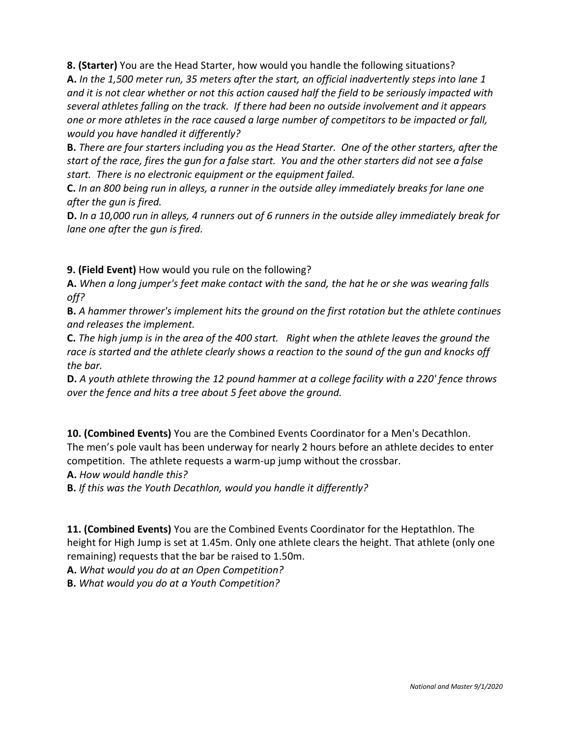**8. (Starter)** You are the Head Starter, how would you handle the following situations?

**A.** *In the 1,500 meter run, 35 meters after the start, an official inadvertently steps into lane 1 and it is not clear whether or not this action caused half the field to be seriously impacted with several athletes falling on the track. If there had been no outside involvement and it appears one or more athletes in the race caused a large number of competitors to be impacted or fall, would you have handled it differently?*

**B.** *There are four starters including you as the Head Starter. One of the other starters, after the start of the race, fires the gun for a false start. You and the other starters did not see a false start. There is no electronic equipment or the equipment failed.*

**C.** *In an 800 being run in alleys, a runner in the outside alley immediately breaks for lane one after the gun is fired.*

**D.** *In a 10,000 run in alleys, 4 runners out of 6 runners in the outside alley immediately break for lane one after the gun is fired.*

**9. (Field Event)** How would you rule on the following?

**A.** *When a long jumper's feet make contact with the sand, the hat he or she was wearing falls off?*

**B.** *A hammer thrower's implement hits the ground on the first rotation but the athlete continues and releases the implement.*

**C.** *The high jump is in the area of the 400 start. Right when the athlete leaves the ground the race is started and the athlete clearly shows a reaction to the sound of the gun and knocks off the bar.*

**D.** *A youth athlete throwing the 12 pound hammer at a college facility with a 220' fence throws over the fence and hits a tree about 5 feet above the ground.*

**10. (Combined Events)** You are the Combined Events Coordinator for a Men's Decathlon. The men's pole vault has been underway for nearly 2 hours before an athlete decides to enter competition. The athlete requests a warm-up jump without the crossbar.

**A.** *How would handle this?*

**B.** *If this was the Youth Decathlon, would you handle it differently?*

**11. (Combined Events)** You are the Combined Events Coordinator for the Heptathlon. The height for High Jump is set at 1.45m. Only one athlete clears the height. That athlete (only one remaining) requests that the bar be raised to 1.50m.

**A.** *What would you do at an Open Competition?*

**B.** *What would you do at a Youth Competition?*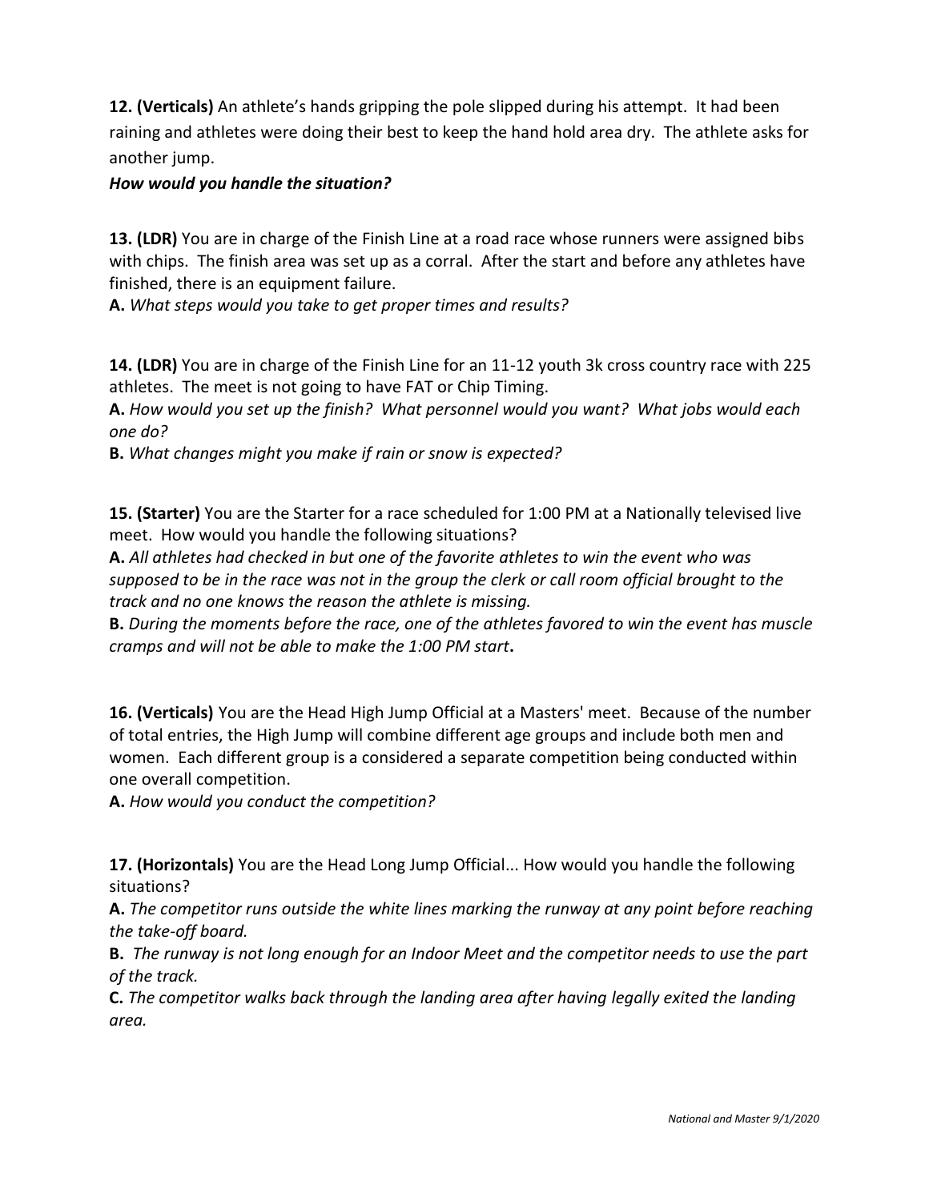**12. (Verticals)** An athlete's hands gripping the pole slipped during his attempt. It had been raining and athletes were doing their best to keep the hand hold area dry. The athlete asks for another jump.

***How would you handle the situation?***

**13. (LDR)** You are in charge of the Finish Line at a road race whose runners were assigned bibs with chips. The finish area was set up as a corral. After the start and before any athletes have finished, there is an equipment failure.

**A.** *What steps would you take to get proper times and results?*

**14. (LDR)** You are in charge of the Finish Line for an 11-12 youth 3k cross country race with 225 athletes. The meet is not going to have FAT or Chip Timing.

**A.** *How would you set up the finish? What personnel would you want? What jobs would each one do?*

**B.** *What changes might you make if rain or snow is expected?*

**15. (Starter)** You are the Starter for a race scheduled for 1:00 PM at a Nationally televised live meet. How would you handle the following situations?

**A.** *All athletes had checked in but one of the favorite athletes to win the event who was supposed to be in the race was not in the group the clerk or call room official brought to the track and no one knows the reason the athlete is missing.*

**B.** *During the moments before the race, one of the athletes favored to win the event has muscle cramps and will not be able to make the 1:00 PM start***.**

**16. (Verticals)** You are the Head High Jump Official at a Masters' meet. Because of the number of total entries, the High Jump will combine different age groups and include both men and women. Each different group is a considered a separate competition being conducted within one overall competition.

**A.** *How would you conduct the competition?*

**17. (Horizontals)** You are the Head Long Jump Official... How would you handle the following situations?

**A.** *The competitor runs outside the white lines marking the runway at any point before reaching the take-off board.*

**B.** *The runway is not long enough for an Indoor Meet and the competitor needs to use the part of the track.*

**C.** *The competitor walks back through the landing area after having legally exited the landing area.*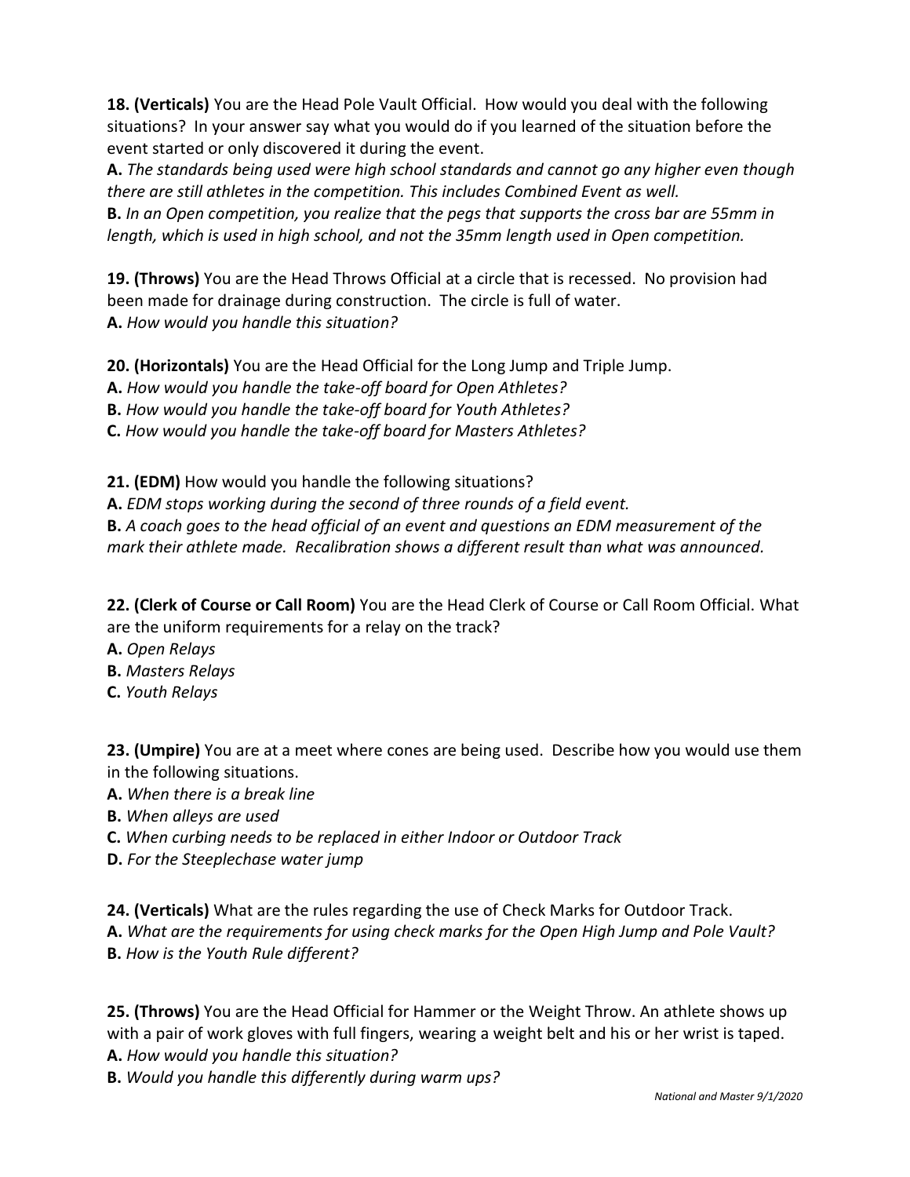**18. (Verticals)** You are the Head Pole Vault Official. How would you deal with the following situations? In your answer say what you would do if you learned of the situation before the event started or only discovered it during the event.

**A.** *The standards being used were high school standards and cannot go any higher even though there are still athletes in the competition. This includes Combined Event as well.*

**B.** *In an Open competition, you realize that the pegs that supports the cross bar are 55mm in length, which is used in high school, and not the 35mm length used in Open competition.*

**19. (Throws)** You are the Head Throws Official at a circle that is recessed. No provision had been made for drainage during construction. The circle is full of water.

**A.** *How would you handle this situation?*

**20. (Horizontals)** You are the Head Official for the Long Jump and Triple Jump.

**A.** *How would you handle the take-off board for Open Athletes?*

**B.** *How would you handle the take-off board for Youth Athletes?*

**C.** *How would you handle the take-off board for Masters Athletes?*

**21. (EDM)** How would you handle the following situations?

**A.** *EDM stops working during the second of three rounds of a field event.*

**B.** *A coach goes to the head official of an event and questions an EDM measurement of the mark their athlete made. Recalibration shows a different result than what was announced.*

**22. (Clerk of Course or Call Room)** You are the Head Clerk of Course or Call Room Official. What are the uniform requirements for a relay on the track?

**A.** *Open Relays*

**B.** *Masters Relays*

**C.** *Youth Relays*

**23. (Umpire)** You are at a meet where cones are being used. Describe how you would use them in the following situations.

**A.** *When there is a break line*

**B.** *When alleys are used*

**C.** *When curbing needs to be replaced in either Indoor or Outdoor Track*

**D.** *For the Steeplechase water jump*

**24. (Verticals)** What are the rules regarding the use of Check Marks for Outdoor Track.

**A.** *What are the requirements for using check marks for the Open High Jump and Pole Vault?*

**B.** *How is the Youth Rule different?*

**25. (Throws)** You are the Head Official for Hammer or the Weight Throw. An athlete shows up with a pair of work gloves with full fingers, wearing a weight belt and his or her wrist is taped.

**A.** *How would you handle this situation?*

**B.** *Would you handle this differently during warm ups?*